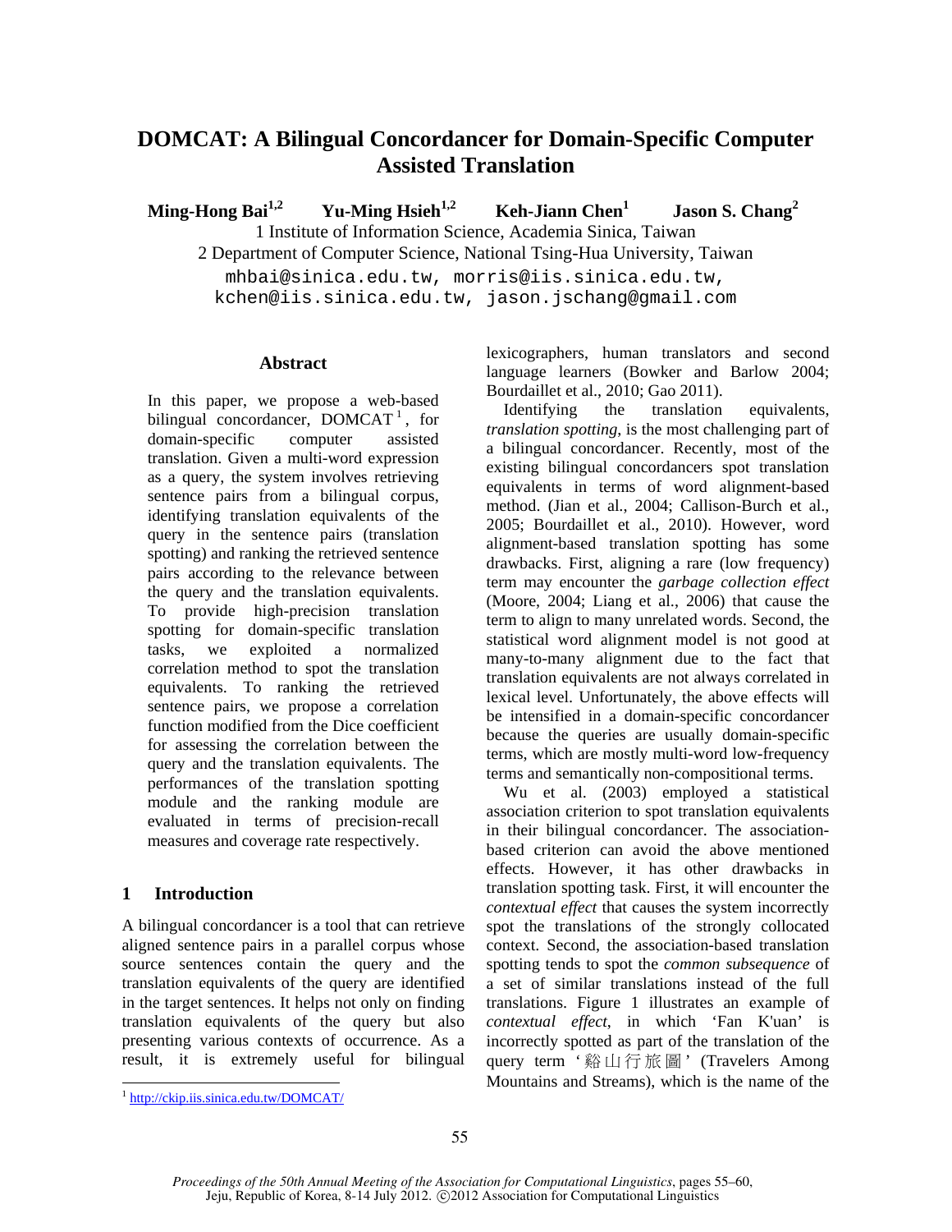# DOMCAT: A Bilingual Concordancer for Domain-Specific Computer Assisted Translation

**Ming-Hong Bai[1,2]** **Yu-Ming Hsieh[1,2]** **Keh-Jiann Chen[1]** **Jason S. Chang[2]**

1 Institute of Information Science, Academia Sinica, Taiwan

2 Department of Computer Science, National Tsing-Hua University, Taiwan

mhbai@sinica.edu.tw, morris@iis.sinica.edu.tw, kchen@iis.sinica.edu.tw, jason.jschang@gmail.com

## Abstract

In this paper, we propose a web-based bilingual concordancer, DOMCAT[1], for domain-specific computer assisted translation. Given a multi-word expression as a query, the system involves retrieving sentence pairs from a bilingual corpus, identifying translation equivalents of the query in the sentence pairs (translation spotting) and ranking the retrieved sentence pairs according to the relevance between the query and the translation equivalents. To provide high-precision translation spotting for domain-specific translation tasks, we exploited a normalized correlation method to spot the translation equivalents. To ranking the retrieved sentence pairs, we propose a correlation function modified from the Dice coefficient for assessing the correlation between the query and the translation equivalents. The performances of the translation spotting module and the ranking module are evaluated in terms of precision-recall measures and coverage rate respectively.

## 1 Introduction

A bilingual concordancer is a tool that can retrieve aligned sentence pairs in a parallel corpus whose source sentences contain the query and the translation equivalents of the query are identified in the target sentences. It helps not only on finding translation equivalents of the query but also presenting various contexts of occurrence. As a result, it is extremely useful for bilingual lexicographers, human translators and second language learners (Bowker and Barlow 2004; Bourdaillet et al., 2010; Gao 2011).

Identifying the translation equivalents, *translation spotting*, is the most challenging part of a bilingual concordancer. Recently, most of the existing bilingual concordancers spot translation equivalents in terms of word alignment-based method. (Jian et al., 2004; Callison-Burch et al., 2005; Bourdaillet et al., 2010). However, word alignment-based translation spotting has some drawbacks. First, aligning a rare (low frequency) term may encounter the *garbage collection effect* (Moore, 2004; Liang et al., 2006) that cause the term to align to many unrelated words. Second, the statistical word alignment model is not good at many-to-many alignment due to the fact that translation equivalents are not always correlated in lexical level. Unfortunately, the above effects will be intensified in a domain-specific concordancer because the queries are usually domain-specific terms, which are mostly multi-word low-frequency terms and semantically non-compositional terms.

Wu et al. (2003) employed a statistical association criterion to spot translation equivalents in their bilingual concordancer. The association-based criterion can avoid the above mentioned effects. However, it has other drawbacks in translation spotting task. First, it will encounter the *contextual effect* that causes the system incorrectly spot the translations of the strongly collocated context. Second, the association-based translation spotting tends to spot the *common subsequence* of a set of similar translations instead of the full translations. Figure 1 illustrates an example of *contextual effect*, in which 'Fan K'uan' is incorrectly spotted as part of the translation of the query term '谿山行旅圖' (Travelers Among Mountains and Streams), which is the name of the

[1] http://ckip.iis.sinica.edu.tw/DOMCAT/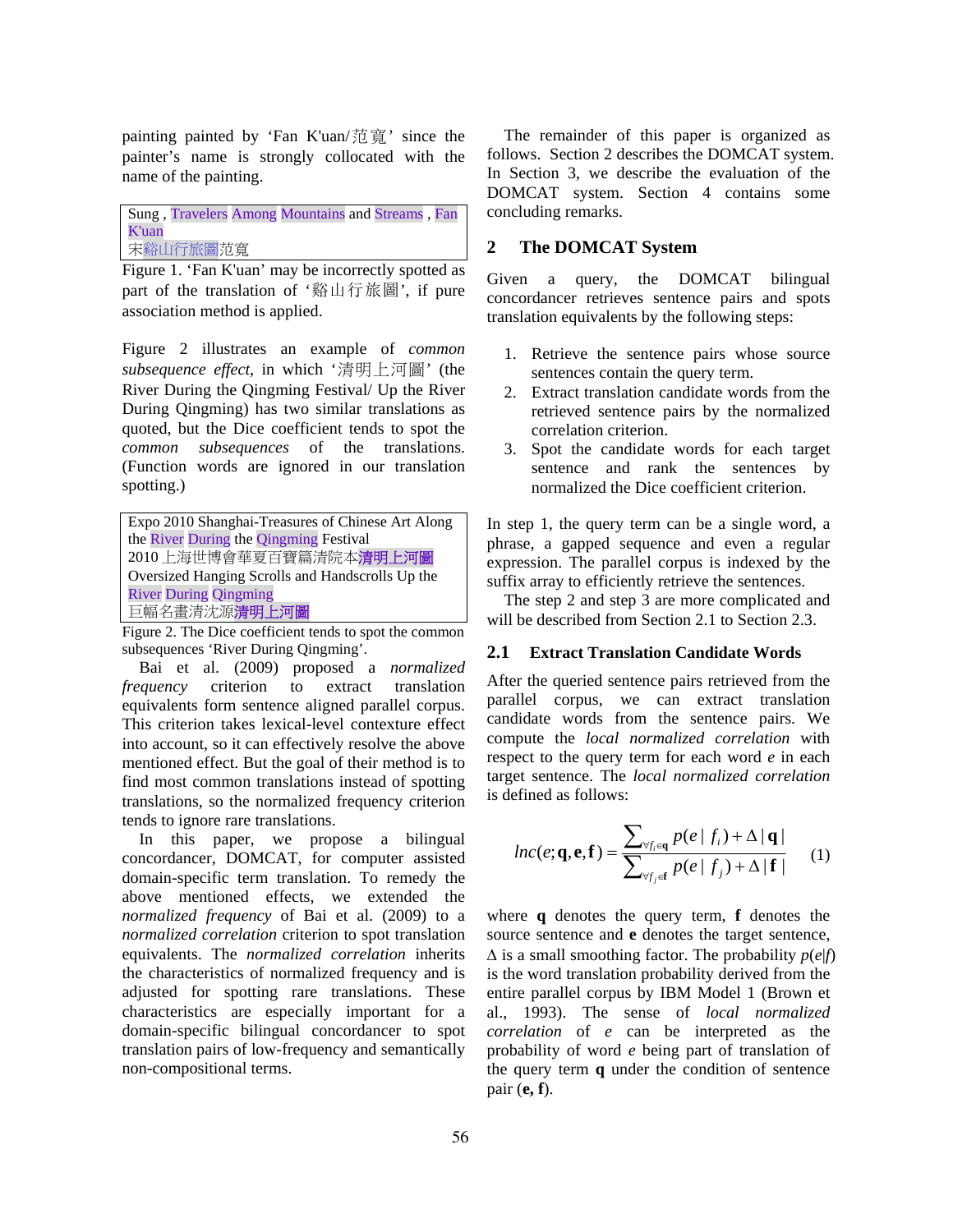painting painted by 'Fan K'uan/范寬' since the painter's name is strongly collocated with the name of the painting.

```
Sung , Travelers Among Mountains and Streams , Fan K'uan
宋谿山行旅圖范寬
```

Figure 1. 'Fan K'uan' may be incorrectly spotted as part of the translation of '谿山行旅圖', if pure association method is applied.

Figure 2 illustrates an example of *common subsequence effect*, in which '清明上河圖' (the River During the Qingming Festival/ Up the River During Qingming) has two similar translations as quoted, but the Dice coefficient tends to spot the *common subsequences* of the translations. (Function words are ignored in our translation spotting.)

```
Expo 2010 Shanghai-Treasures of Chinese Art Along the River During the Qingming Festival
2010上海世博會華夏百寶篇清院本清明上河圖
Oversized Hanging Scrolls and Handscrolls Up the River During Qingming
巨幅名畫清沈源清明上河圖
```

Figure 2. The Dice coefficient tends to spot the common subsequences 'River During Qingming'.

Bai et al. (2009) proposed a *normalized frequency* criterion to extract translation equivalents form sentence aligned parallel corpus. This criterion takes lexical-level contexture effect into account, so it can effectively resolve the above mentioned effect. But the goal of their method is to find most common translations instead of spotting translations, so the normalized frequency criterion tends to ignore rare translations.

In this paper, we propose a bilingual concordancer, DOMCAT, for computer assisted domain-specific term translation. To remedy the above mentioned effects, we extended the *normalized frequency* of Bai et al. (2009) to a *normalized correlation* criterion to spot translation equivalents. The *normalized correlation* inherits the characteristics of normalized frequency and is adjusted for spotting rare translations. These characteristics are especially important for a domain-specific bilingual concordancer to spot translation pairs of low-frequency and semantically non-compositional terms.

The remainder of this paper is organized as follows. Section 2 describes the DOMCAT system. In Section 3, we describe the evaluation of the DOMCAT system. Section 4 contains some concluding remarks.

## 2 The DOMCAT System

Given a query, the DOMCAT bilingual concordancer retrieves sentence pairs and spots translation equivalents by the following steps:

1. Retrieve the sentence pairs whose source sentences contain the query term.
2. Extract translation candidate words from the retrieved sentence pairs by the normalized correlation criterion.
3. Spot the candidate words for each target sentence and rank the sentences by normalized the Dice coefficient criterion.

In step 1, the query term can be a single word, a phrase, a gapped sequence and even a regular expression. The parallel corpus is indexed by the suffix array to efficiently retrieve the sentences.

The step 2 and step 3 are more complicated and will be described from Section 2.1 to Section 2.3.

### 2.1 Extract Translation Candidate Words

After the queried sentence pairs retrieved from the parallel corpus, we can extract translation candidate words from the sentence pairs. We compute the *local normalized correlation* with respect to the query term for each word *e* in each target sentence. The *local normalized correlation* is defined as follows:

$$lnc(e;\mathbf{q},\mathbf{e},\mathbf{f}) = \frac{\sum_{\forall f_i \in \mathbf{q}} p(e \mid f_i) + \Delta \mid \mathbf{q} \mid}{\sum_{\forall f_j \in \mathbf{f}} p(e \mid f_j) + \Delta \mid \mathbf{f} \mid} \quad (1)$$

where **q** denotes the query term, **f** denotes the source sentence and **e** denotes the target sentence, $\Delta$ is a small smoothing factor. The probability $p(e|f)$ is the word translation probability derived from the entire parallel corpus by IBM Model 1 (Brown et al., 1993). The sense of *local normalized correlation* of *e* can be interpreted as the probability of word *e* being part of translation of the query term **q** under the condition of sentence pair (**e, f**).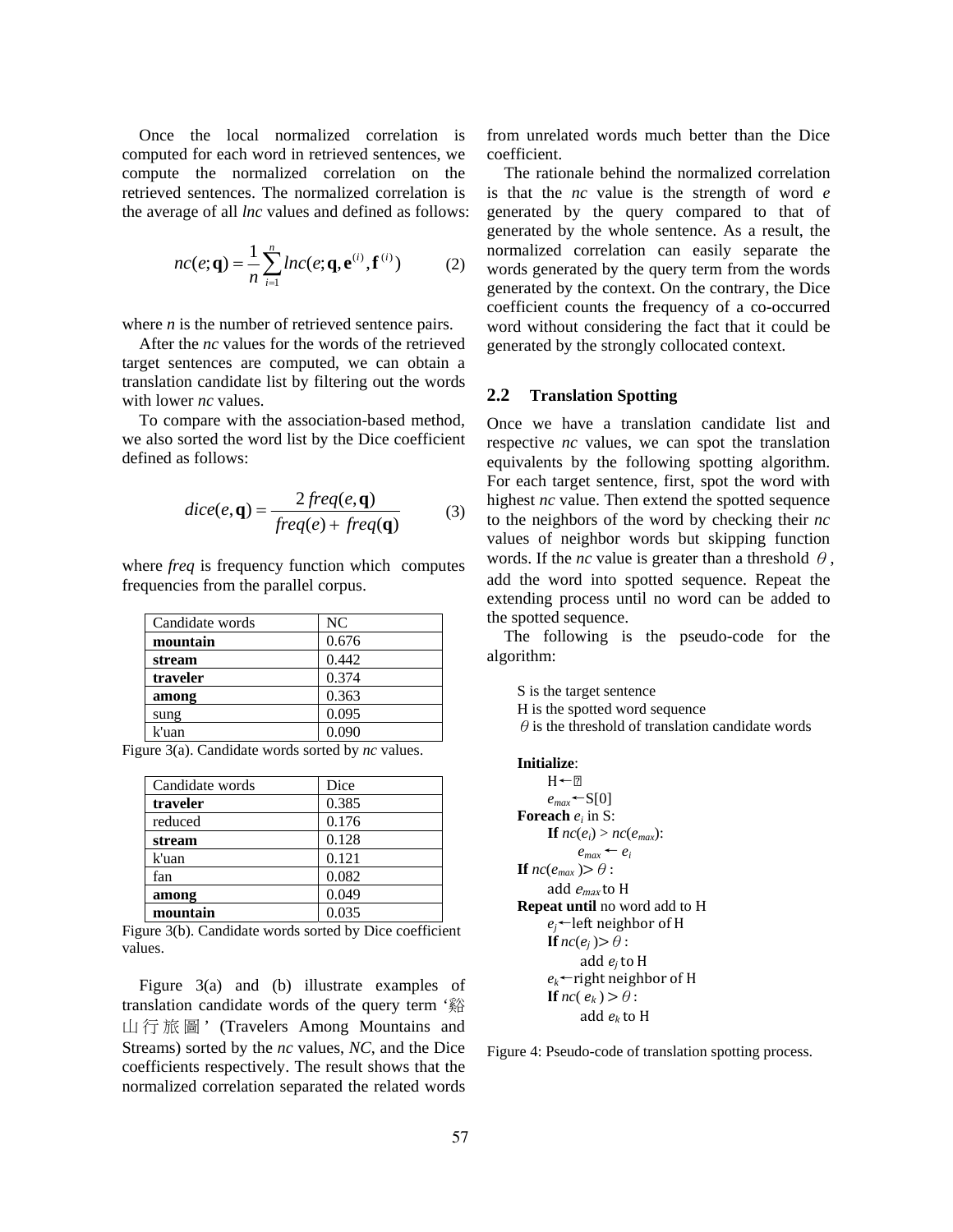Once the local normalized correlation is computed for each word in retrieved sentences, we compute the normalized correlation on the retrieved sentences. The normalized correlation is the average of all *lnc* values and defined as follows:

$$nc(e;\mathbf{q}) = \frac{1}{n}\sum_{i=1}^{n} lnc(e;\mathbf{q},\mathbf{e}^{(i)},\mathbf{f}^{(i)}) \qquad (2)$$

where *n* is the number of retrieved sentence pairs.

After the *nc* values for the words of the retrieved target sentences are computed, we can obtain a translation candidate list by filtering out the words with lower *nc* values.

To compare with the association-based method, we also sorted the word list by the Dice coefficient defined as follows:

$$dice(e,\mathbf{q}) = \frac{2\,freq(e,\mathbf{q})}{freq(e) + freq(\mathbf{q})} \qquad (3)$$

where *freq* is frequency function which computes frequencies from the parallel corpus.

| Candidate words | NC |
|---|---|
| **mountain** | 0.676 |
| **stream** | 0.442 |
| **traveler** | 0.374 |
| **among** | 0.363 |
| sung | 0.095 |
| k'uan | 0.090 |

Figure 3(a). Candidate words sorted by *nc* values.

| Candidate words | Dice |
|---|---|
| **traveler** | 0.385 |
| reduced | 0.176 |
| **stream** | 0.128 |
| k'uan | 0.121 |
| fan | 0.082 |
| **among** | 0.049 |
| **mountain** | 0.035 |

Figure 3(b). Candidate words sorted by Dice coefficient values.

Figure 3(a) and (b) illustrate examples of translation candidate words of the query term '谿山行旅圖' (Travelers Among Mountains and Streams) sorted by the *nc* values, *NC*, and the Dice coefficients respectively. The result shows that the normalized correlation separated the related words from unrelated words much better than the Dice coefficient.

The rationale behind the normalized correlation is that the *nc* value is the strength of word *e* generated by the query compared to that of generated by the whole sentence. As a result, the normalized correlation can easily separate the words generated by the query term from the words generated by the context. On the contrary, the Dice coefficient counts the frequency of a co-occurred word without considering the fact that it could be generated by the strongly collocated context.

## 2.2 Translation Spotting

Once we have a translation candidate list and respective *nc* values, we can spot the translation equivalents by the following spotting algorithm. For each target sentence, first, spot the word with highest *nc* value. Then extend the spotted sequence to the neighbors of the word by checking their *nc* values of neighbor words but skipping function words. If the *nc* value is greater than a threshold $\theta$, add the word into spotted sequence. Repeat the extending process until no word can be added to the spotted sequence.

The following is the pseudo-code for the algorithm:

```
S is the target sentence
H is the spotted word sequence
θ is the threshold of translation candidate words

Initialize:
    H ← ∅
    e_max ← S[0]
Foreach e_i in S:
    If nc(e_i) > nc(e_max):
        e_max ← e_i
If nc(e_max) > θ :
    add e_max to H
Repeat until no word add to H
    e_j ← left neighbor of H
    If nc(e_j) > θ :
        add e_j to H
    e_k ← right neighbor of H
    If nc( e_k ) > θ :
        add e_k to H
```

Figure 4: Pseudo-code of translation spotting process.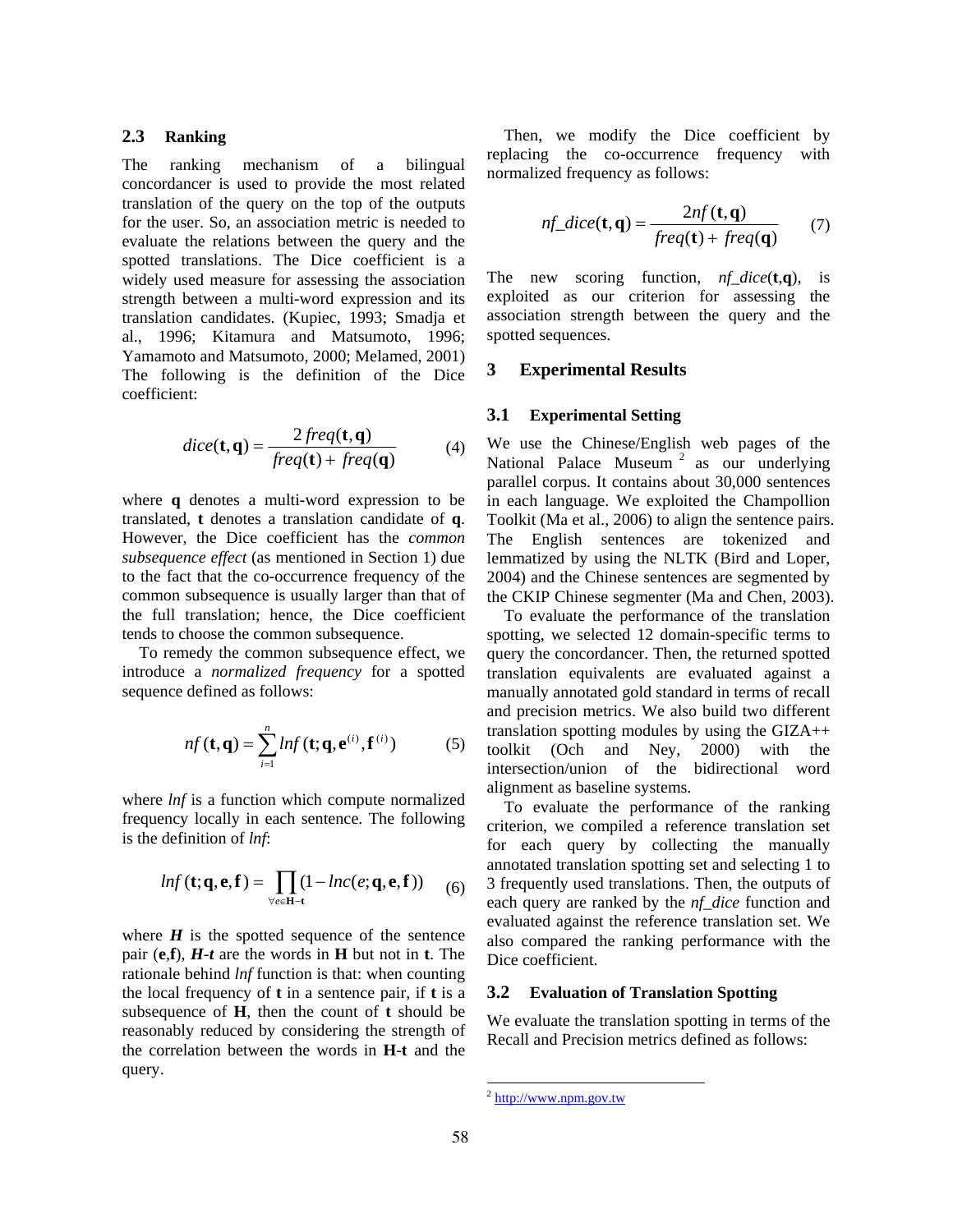### 2.3 Ranking

The ranking mechanism of a bilingual concordancer is used to provide the most related translation of the query on the top of the outputs for the user. So, an association metric is needed to evaluate the relations between the query and the spotted translations. The Dice coefficient is a widely used measure for assessing the association strength between a multi-word expression and its translation candidates. (Kupiec, 1993; Smadja et al., 1996; Kitamura and Matsumoto, 1996; Yamamoto and Matsumoto, 2000; Melamed, 2001) The following is the definition of the Dice coefficient:

$$dice(\mathbf{t},\mathbf{q}) = \frac{2\,freq(\mathbf{t},\mathbf{q})}{freq(\mathbf{t}) + freq(\mathbf{q})} \tag{4}$$

where **q** denotes a multi-word expression to be translated, **t** denotes a translation candidate of **q**. However, the Dice coefficient has the *common subsequence effect* (as mentioned in Section 1) due to the fact that the co-occurrence frequency of the common subsequence is usually larger than that of the full translation; hence, the Dice coefficient tends to choose the common subsequence.

To remedy the common subsequence effect, we introduce a *normalized frequency* for a spotted sequence defined as follows:

$$nf(\mathbf{t},\mathbf{q}) = \sum_{i=1}^{n} lnf(\mathbf{t};\mathbf{q},\mathbf{e}^{(i)},\mathbf{f}^{(i)}) \tag{5}$$

where *lnf* is a function which compute normalized frequency locally in each sentence. The following is the definition of *lnf*:

$$lnf(\mathbf{t};\mathbf{q},\mathbf{e},\mathbf{f}) = \prod_{\forall e \in \mathbf{H}-\mathbf{t}} (1 - lnc(e;\mathbf{q},\mathbf{e},\mathbf{f})) \tag{6}$$

where ***H*** is the spotted sequence of the sentence pair (**e**,**f**), ***H-t*** are the words in **H** but not in **t**. The rationale behind *lnf* function is that: when counting the local frequency of **t** in a sentence pair, if **t** is a subsequence of **H**, then the count of **t** should be reasonably reduced by considering the strength of the correlation between the words in **H**-**t** and the query.

Then, we modify the Dice coefficient by replacing the co-occurrence frequency with normalized frequency as follows:

$$nf\_dice(\mathbf{t},\mathbf{q}) = \frac{2nf(\mathbf{t},\mathbf{q})}{freq(\mathbf{t}) + freq(\mathbf{q})} \tag{7}$$

The new scoring function, *nf_dice*(**t**,**q**), is exploited as our criterion for assessing the association strength between the query and the spotted sequences.

## 3 Experimental Results

### 3.1 Experimental Setting

We use the Chinese/English web pages of the National Palace Museum [2] as our underlying parallel corpus. It contains about 30,000 sentences in each language. We exploited the Champollion Toolkit (Ma et al., 2006) to align the sentence pairs. The English sentences are tokenized and lemmatized by using the NLTK (Bird and Loper, 2004) and the Chinese sentences are segmented by the CKIP Chinese segmenter (Ma and Chen, 2003).

To evaluate the performance of the translation spotting, we selected 12 domain-specific terms to query the concordancer. Then, the returned spotted translation equivalents are evaluated against a manually annotated gold standard in terms of recall and precision metrics. We also build two different translation spotting modules by using the GIZA++ toolkit (Och and Ney, 2000) with the intersection/union of the bidirectional word alignment as baseline systems.

To evaluate the performance of the ranking criterion, we compiled a reference translation set for each query by collecting the manually annotated translation spotting set and selecting 1 to 3 frequently used translations. Then, the outputs of each query are ranked by the *nf_dice* function and evaluated against the reference translation set. We also compared the ranking performance with the Dice coefficient.

### 3.2 Evaluation of Translation Spotting

We evaluate the translation spotting in terms of the Recall and Precision metrics defined as follows:

[2] http://www.npm.gov.tw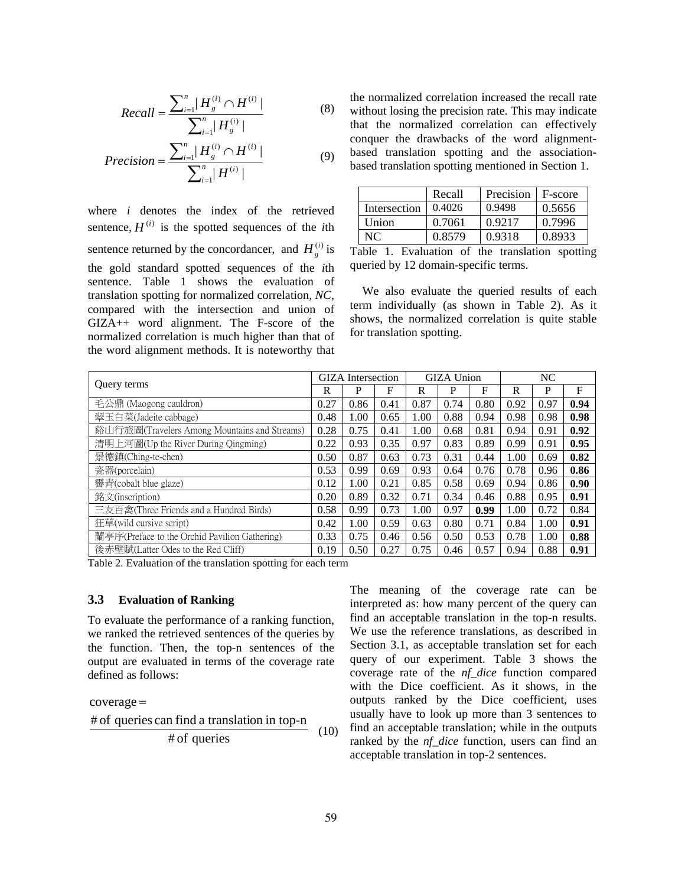$$Recall = \frac{\sum_{i=1}^{n} | H_g^{(i)} \cap H^{(i)} |}{\sum_{i=1}^{n} | H_g^{(i)} |} \tag{8}$$

$$Precision = \frac{\sum_{i=1}^{n} | H_g^{(i)} \cap H^{(i)} |}{\sum_{i=1}^{n} | H^{(i)} |} \tag{9}$$

where $i$ denotes the index of the retrieved sentence, $H^{(i)}$ is the spotted sequences of the $i$th sentence returned by the concordancer, and $H_g^{(i)}$ is the gold standard spotted sequences of the $i$th sentence. Table 1 shows the evaluation of translation spotting for normalized correlation, *NC*, compared with the intersection and union of GIZA++ word alignment. The F-score of the normalized correlation is much higher than that of the word alignment methods. It is noteworthy that the normalized correlation increased the recall rate without losing the precision rate. This may indicate that the normalized correlation can effectively conquer the drawbacks of the word alignment-based translation spotting and the association-based translation spotting mentioned in Section 1.

| | Recall | Precision | F-score |
|---|---|---|---|
| Intersection | 0.4026 | 0.9498 | 0.5656 |
| Union | 0.7061 | 0.9217 | 0.7996 |
| NC | 0.8579 | 0.9318 | 0.8933 |

Table 1. Evaluation of the translation spotting queried by 12 domain-specific terms.

We also evaluate the queried results of each term individually (as shown in Table 2). As it shows, the normalized correlation is quite stable for translation spotting.

| Query terms | GIZA Intersection | | | GIZA Union | | | NC | | |
|---|---|---|---|---|---|---|---|---|---|
| | R | P | F | R | P | F | R | P | F |
| 毛公鼎 (Maogong cauldron) | 0.27 | 0.86 | 0.41 | 0.87 | 0.74 | 0.80 | 0.92 | 0.97 | **0.94** |
| 翠玉白菜(Jadeite cabbage) | 0.48 | 1.00 | 0.65 | 1.00 | 0.88 | 0.94 | 0.98 | 0.98 | **0.98** |
| 谿山行旅圖(Travelers Among Mountains and Streams) | 0.28 | 0.75 | 0.41 | 1.00 | 0.68 | 0.81 | 0.94 | 0.91 | **0.92** |
| 清明上河圖(Up the River During Qingming) | 0.22 | 0.93 | 0.35 | 0.97 | 0.83 | 0.89 | 0.99 | 0.91 | **0.95** |
| 景德鎮(Ching-te-chen) | 0.50 | 0.87 | 0.63 | 0.73 | 0.31 | 0.44 | 1.00 | 0.69 | **0.82** |
| 瓷器(porcelain) | 0.53 | 0.99 | 0.69 | 0.93 | 0.64 | 0.76 | 0.78 | 0.96 | **0.86** |
| 霽青(cobalt blue glaze) | 0.12 | 1.00 | 0.21 | 0.85 | 0.58 | 0.69 | 0.94 | 0.86 | **0.90** |
| 銘文(inscription) | 0.20 | 0.89 | 0.32 | 0.71 | 0.34 | 0.46 | 0.88 | 0.95 | **0.91** |
| 三友百禽(Three Friends and a Hundred Birds) | 0.58 | 0.99 | 0.73 | 1.00 | 0.97 | **0.99** | 1.00 | 0.72 | 0.84 |
| 狂草(wild cursive script) | 0.42 | 1.00 | 0.59 | 0.63 | 0.80 | 0.71 | 0.84 | 1.00 | **0.91** |
| 蘭亭序(Preface to the Orchid Pavilion Gathering) | 0.33 | 0.75 | 0.46 | 0.56 | 0.50 | 0.53 | 0.78 | 1.00 | **0.88** |
| 後赤壁賦(Latter Odes to the Red Cliff) | 0.19 | 0.50 | 0.27 | 0.75 | 0.46 | 0.57 | 0.94 | 0.88 | **0.91** |

Table 2. Evaluation of the translation spotting for each term

### 3.3 Evaluation of Ranking

To evaluate the performance of a ranking function, we ranked the retrieved sentences of the queries by the function. Then, the top-n sentences of the output are evaluated in terms of the coverage rate defined as follows:

$$\text{coverage} = \frac{\text{\# of queries can find a translation in top-n}}{\text{\# of queries}} \tag{10}$$

The meaning of the coverage rate can be interpreted as: how many percent of the query can find an acceptable translation in the top-n results. We use the reference translations, as described in Section 3.1, as acceptable translation set for each query of our experiment. Table 3 shows the coverage rate of the *nf_dice* function compared with the Dice coefficient. As it shows, in the outputs ranked by the Dice coefficient, uses usually have to look up more than 3 sentences to find an acceptable translation; while in the outputs ranked by the *nf_dice* function, users can find an acceptable translation in top-2 sentences.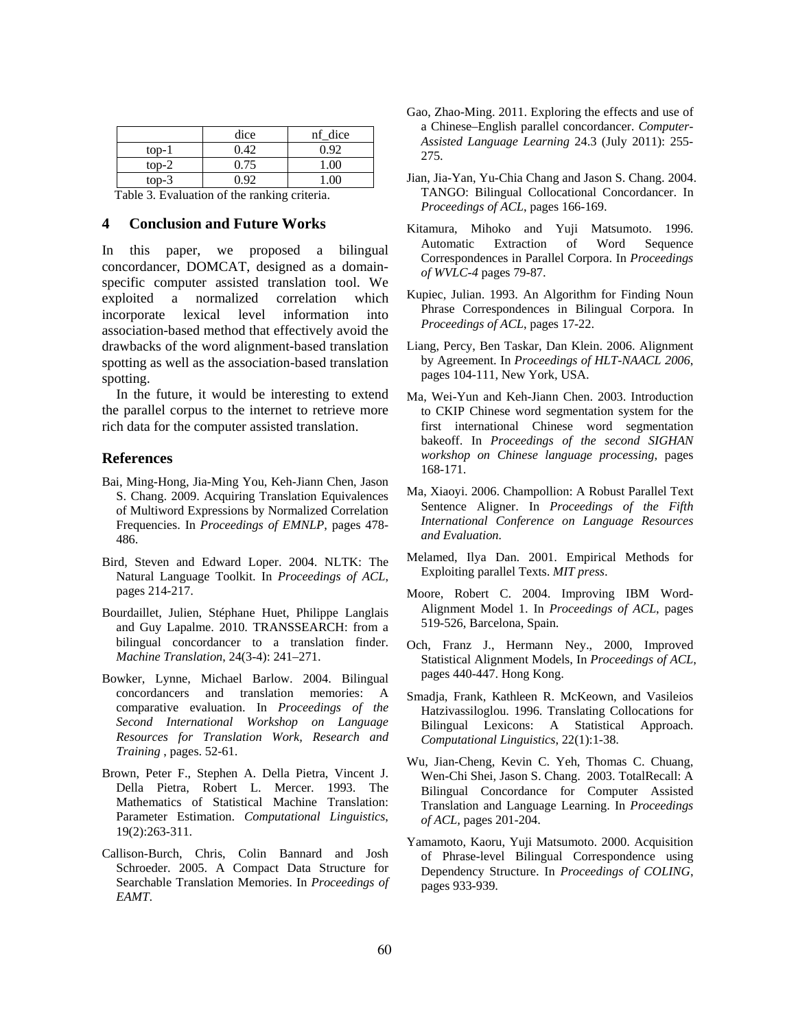| | dice | nf_dice |
|---|---|---|
| top-1 | 0.42 | 0.92 |
| top-2 | 0.75 | 1.00 |
| top-3 | 0.92 | 1.00 |

Table 3. Evaluation of the ranking criteria.

## 4 Conclusion and Future Works

In this paper, we proposed a bilingual concordancer, DOMCAT, designed as a domain-specific computer assisted translation tool. We exploited a normalized correlation which incorporate lexical level information into association-based method that effectively avoid the drawbacks of the word alignment-based translation spotting as well as the association-based translation spotting.

In the future, it would be interesting to extend the parallel corpus to the internet to retrieve more rich data for the computer assisted translation.

## References

Bai, Ming-Hong, Jia-Ming You, Keh-Jiann Chen, Jason S. Chang. 2009. Acquiring Translation Equivalences of Multiword Expressions by Normalized Correlation Frequencies. In *Proceedings of EMNLP*, pages 478-486.

Bird, Steven and Edward Loper. 2004. NLTK: The Natural Language Toolkit. In *Proceedings of ACL*, pages 214-217.

Bourdaillet, Julien, Stéphane Huet, Philippe Langlais and Guy Lapalme. 2010. TRANSSEARCH: from a bilingual concordancer to a translation finder. *Machine Translation*, 24(3-4): 241–271.

Bowker, Lynne, Michael Barlow. 2004. Bilingual concordancers and translation memories: A comparative evaluation. In *Proceedings of the Second International Workshop on Language Resources for Translation Work, Research and Training* , pages. 52-61.

Brown, Peter F., Stephen A. Della Pietra, Vincent J. Della Pietra, Robert L. Mercer. 1993. The Mathematics of Statistical Machine Translation: Parameter Estimation. *Computational Linguistics*, 19(2):263-311.

Callison-Burch, Chris, Colin Bannard and Josh Schroeder. 2005. A Compact Data Structure for Searchable Translation Memories. In *Proceedings of EAMT*.

Gao, Zhao-Ming. 2011. Exploring the effects and use of a Chinese–English parallel concordancer. *Computer-Assisted Language Learning* 24.3 (July 2011): 255-275.

Jian, Jia-Yan, Yu-Chia Chang and Jason S. Chang. 2004. TANGO: Bilingual Collocational Concordancer. In *Proceedings of ACL*, pages 166-169.

Kitamura, Mihoko and Yuji Matsumoto. 1996. Automatic Extraction of Word Sequence Correspondences in Parallel Corpora. In *Proceedings of WVLC-4* pages 79-87.

Kupiec, Julian. 1993. An Algorithm for Finding Noun Phrase Correspondences in Bilingual Corpora. In *Proceedings of ACL*, pages 17-22.

Liang, Percy, Ben Taskar, Dan Klein. 2006. Alignment by Agreement. In *Proceedings of HLT-NAACL 2006*, pages 104-111, New York, USA.

Ma, Wei-Yun and Keh-Jiann Chen. 2003. Introduction to CKIP Chinese word segmentation system for the first international Chinese word segmentation bakeoff. In *Proceedings of the second SIGHAN workshop on Chinese language processing*, pages 168-171.

Ma, Xiaoyi. 2006. Champollion: A Robust Parallel Text Sentence Aligner. In *Proceedings of the Fifth International Conference on Language Resources and Evaluation*.

Melamed, Ilya Dan. 2001. Empirical Methods for Exploiting parallel Texts. *MIT press*.

Moore, Robert C. 2004. Improving IBM Word-Alignment Model 1. In *Proceedings of ACL*, pages 519-526, Barcelona, Spain.

Och, Franz J., Hermann Ney., 2000, Improved Statistical Alignment Models, In *Proceedings of ACL*, pages 440-447. Hong Kong.

Smadja, Frank, Kathleen R. McKeown, and Vasileios Hatzivassiloglou. 1996. Translating Collocations for Bilingual Lexicons: A Statistical Approach. *Computational Linguistics*, 22(1):1-38.

Wu, Jian-Cheng, Kevin C. Yeh, Thomas C. Chuang, Wen-Chi Shei, Jason S. Chang. 2003. TotalRecall: A Bilingual Concordance for Computer Assisted Translation and Language Learning. In *Proceedings of ACL*, pages 201-204.

Yamamoto, Kaoru, Yuji Matsumoto. 2000. Acquisition of Phrase-level Bilingual Correspondence using Dependency Structure. In *Proceedings of COLING*, pages 933-939.